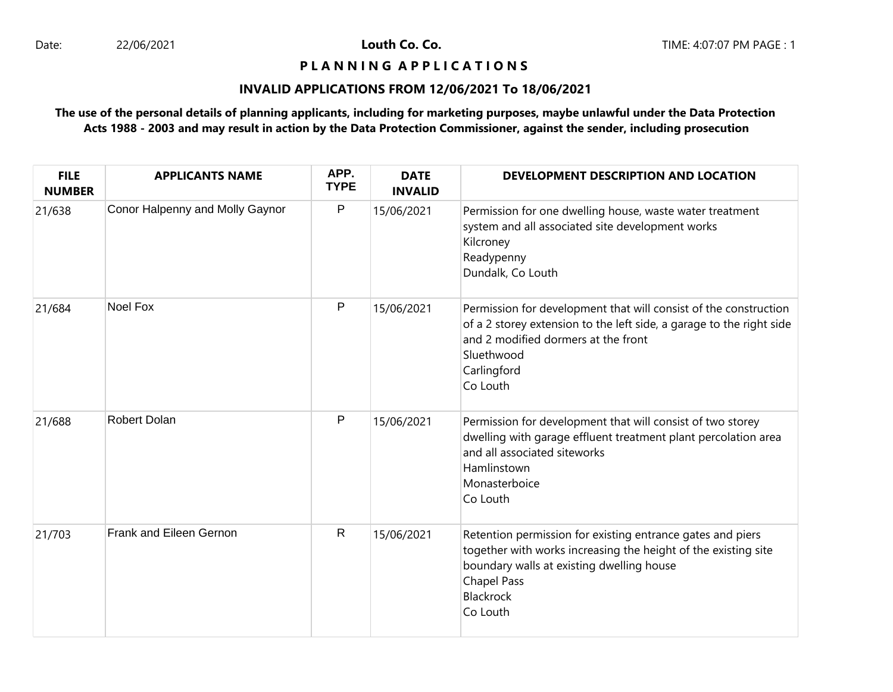Date: 22/06/2021

# Louth Co. Co.

## PLANNING APPLICATIONS

### INVALID APPLICATIONS FROM 12/06/2021 To 18/06/2021

**The use of the personal details of planning applicants, including for marketing purposes, maybe unlawful under the Data Protection Acts 1988 - 2003 and may result in action by the Data Protection Commissioner, against the sender, including prosecution**

| FILE NUMBER | APPLICANTS NAME | APP. TYPE | DATE INVALID | DEVELOPMENT DESCRIPTION AND LOCATION |
|---|---|---|---|---|
| 21/638 | Conor Halpenny and Molly Gaynor | P | 15/06/2021 | Permission for one dwelling house, waste water treatment system and all associated site development works<br>Kilcroney<br>Readypenny<br>Dundalk, Co Louth |
| 21/684 | Noel Fox | P | 15/06/2021 | Permission for development that will consist of the construction of a 2 storey extension to the left side, a garage to the right side and 2 modified dormers at the front<br>Sluethwood<br>Carlingford<br>Co Louth |
| 21/688 | Robert Dolan | P | 15/06/2021 | Permission for development that will consist of two storey dwelling with garage effluent treatment plant percolation area and all associated siteworks<br>Hamlinstown<br>Monasterboice<br>Co Louth |
| 21/703 | Frank and Eileen Gernon | R | 15/06/2021 | Retention permission for existing entrance gates and piers together with works increasing the height of the existing site boundary walls at existing dwelling house<br>Chapel Pass<br>Blackrock<br>Co Louth |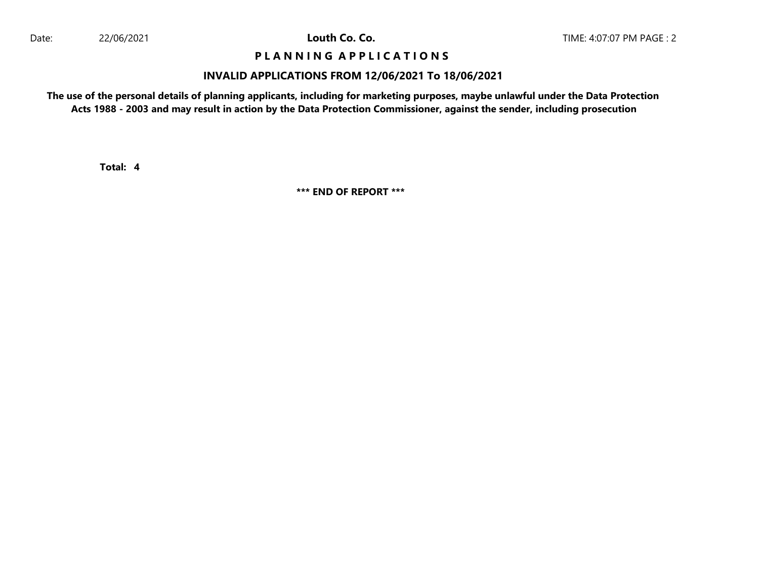Date: 22/06/2021 **Louth Co. Co.** TIME: 4:07:07 PM PAGE : 2

**P L A N N I N G A P P L I C A T I O N S**

**INVALID APPLICATIONS FROM 12/06/2021 To 18/06/2021**

**The use of the personal details of planning applicants, including for marketing purposes, maybe unlawful under the Data Protection Acts 1988 - 2003 and may result in action by the Data Protection Commissioner, against the sender, including prosecution**

**Total: 4**

**\*\*\* END OF REPORT \*\*\***